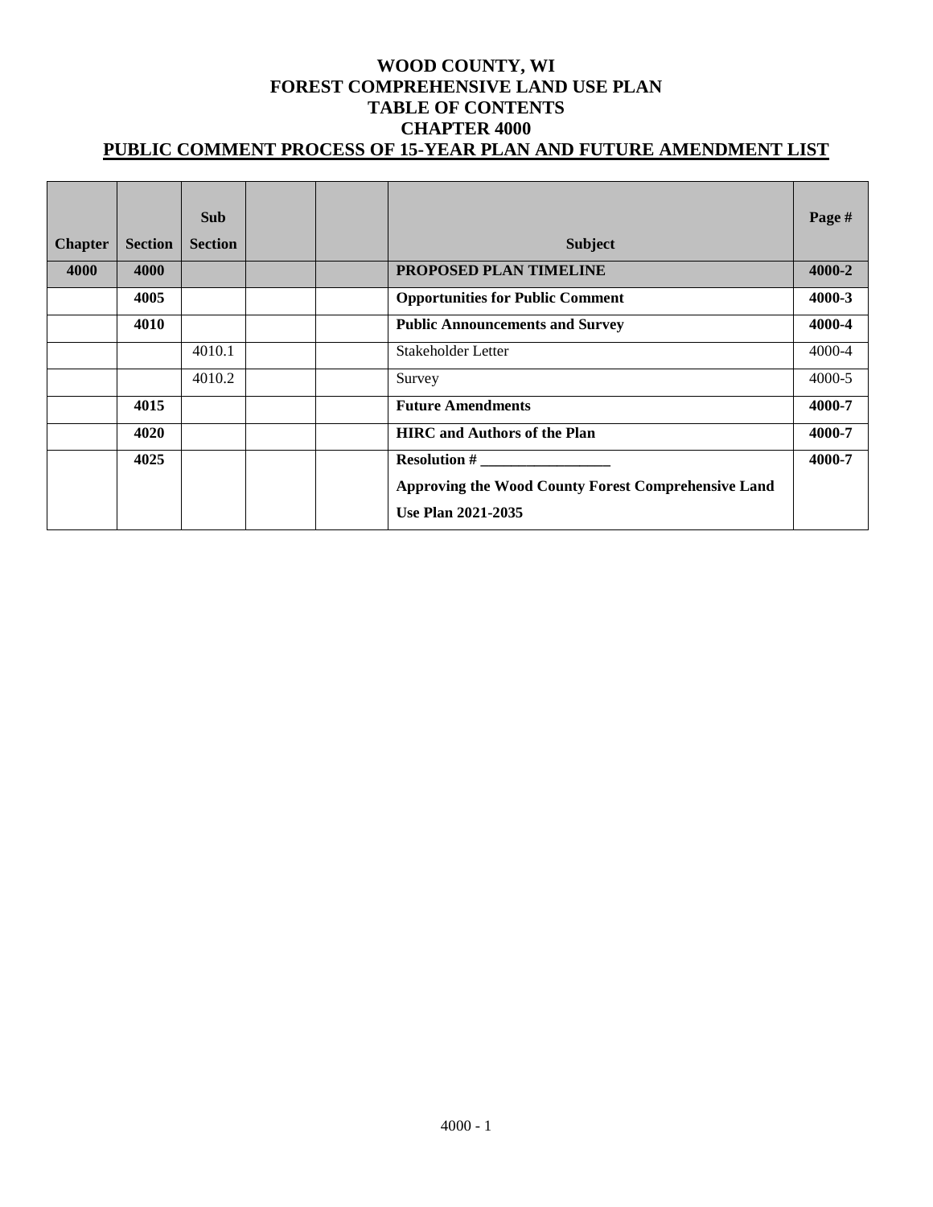# WOOD COUNTY, WI
# FOREST COMPREHENSIVE LAND USE PLAN
# TABLE OF CONTENTS
# CHAPTER 4000
# PUBLIC COMMENT PROCESS OF 15-YEAR PLAN AND FUTURE AMENDMENT LIST

| Chapter | Section | Sub Section | | | Subject | Page # |
|---|---|---|---|---|---|---|
| **4000** | **4000** | | | | **PROPOSED PLAN TIMELINE** | **4000-2** |
| | **4005** | | | | **Opportunities for Public Comment** | **4000-3** |
| | **4010** | | | | **Public Announcements and Survey** | **4000-4** |
| | | 4010.1 | | | Stakeholder Letter | 4000-4 |
| | | 4010.2 | | | Survey | 4000-5 |
| | **4015** | | | | **Future Amendments** | **4000-7** |
| | **4020** | | | | **HIRC and Authors of the Plan** | **4000-7** |
| | **4025** | | | | **Resolution # _________________** **Approving the Wood County Forest Comprehensive Land Use Plan 2021-2035** | **4000-7** |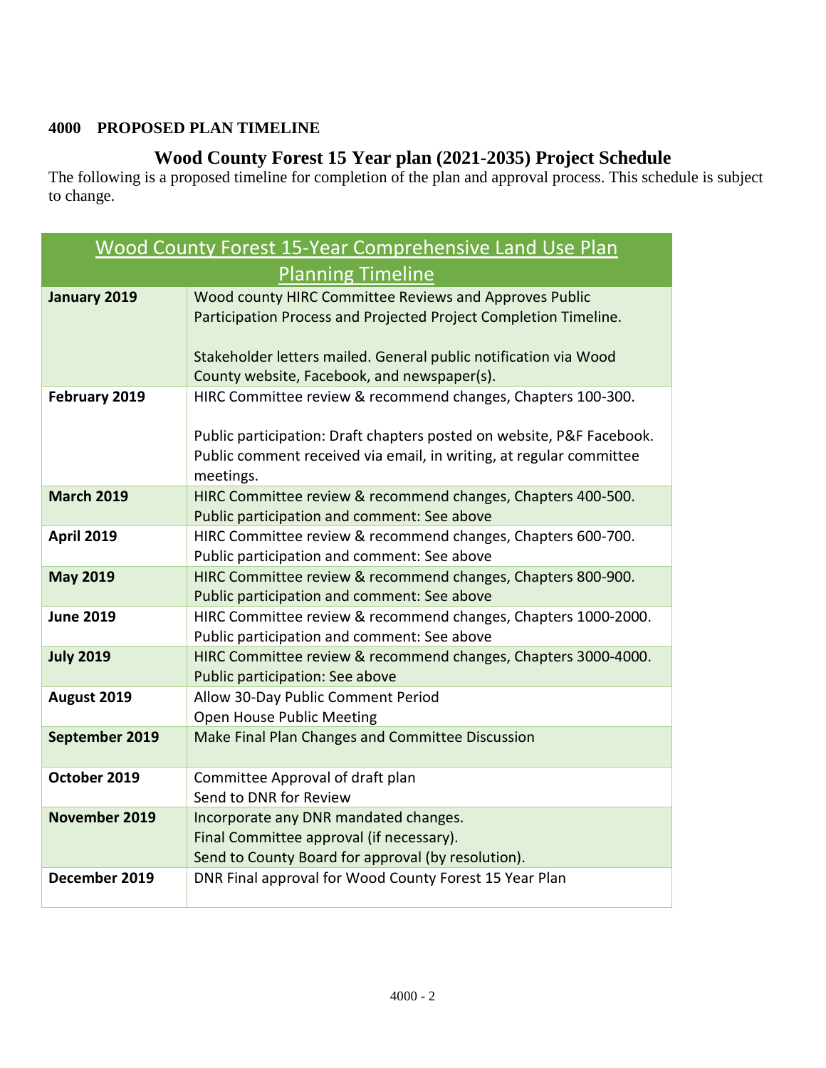## 4000 PROPOSED PLAN TIMELINE

### Wood County Forest 15 Year plan (2021-2035) Project Schedule

The following is a proposed timeline for completion of the plan and approval process. This schedule is subject to change.

| Wood County Forest 15-Year Comprehensive Land Use Plan Planning Timeline | |
|---|---|
| **January 2019** | Wood county HIRC Committee Reviews and Approves Public Participation Process and Projected Project Completion Timeline.<br><br>Stakeholder letters mailed. General public notification via Wood County website, Facebook, and newspaper(s). |
| **February 2019** | HIRC Committee review & recommend changes, Chapters 100-300.<br><br>Public participation: Draft chapters posted on website, P&F Facebook. Public comment received via email, in writing, at regular committee meetings. |
| **March 2019** | HIRC Committee review & recommend changes, Chapters 400-500.<br>Public participation and comment: See above |
| **April 2019** | HIRC Committee review & recommend changes, Chapters 600-700.<br>Public participation and comment: See above |
| **May 2019** | HIRC Committee review & recommend changes, Chapters 800-900.<br>Public participation and comment: See above |
| **June 2019** | HIRC Committee review & recommend changes, Chapters 1000-2000.<br>Public participation and comment: See above |
| **July 2019** | HIRC Committee review & recommend changes, Chapters 3000-4000.<br>Public participation: See above |
| **August 2019** | Allow 30-Day Public Comment Period<br>Open House Public Meeting |
| **September 2019** | Make Final Plan Changes and Committee Discussion |
| **October 2019** | Committee Approval of draft plan<br>Send to DNR for Review |
| **November 2019** | Incorporate any DNR mandated changes.<br>Final Committee approval (if necessary).<br>Send to County Board for approval (by resolution). |
| **December 2019** | DNR Final approval for Wood County Forest 15 Year Plan |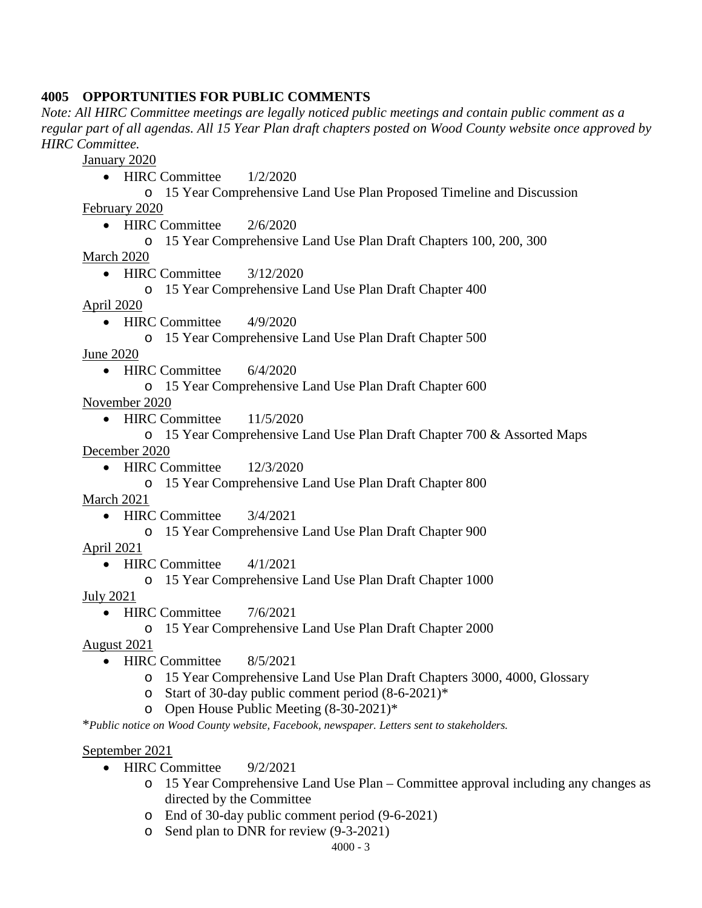## 4005 OPPORTUNITIES FOR PUBLIC COMMENTS

*Note: All HIRC Committee meetings are legally noticed public meetings and contain public comment as a regular part of all agendas. All 15 Year Plan draft chapters posted on Wood County website once approved by HIRC Committee.*

January 2020

- HIRC Committee 1/2/2020
  - 15 Year Comprehensive Land Use Plan Proposed Timeline and Discussion

February 2020

- HIRC Committee 2/6/2020
  - 15 Year Comprehensive Land Use Plan Draft Chapters 100, 200, 300

March 2020

- HIRC Committee 3/12/2020
  - 15 Year Comprehensive Land Use Plan Draft Chapter 400

April 2020

- HIRC Committee 4/9/2020
  - 15 Year Comprehensive Land Use Plan Draft Chapter 500

June 2020

- HIRC Committee 6/4/2020
  - 15 Year Comprehensive Land Use Plan Draft Chapter 600

November 2020

- HIRC Committee 11/5/2020
  - 15 Year Comprehensive Land Use Plan Draft Chapter 700 & Assorted Maps

December 2020

- HIRC Committee 12/3/2020
  - 15 Year Comprehensive Land Use Plan Draft Chapter 800

March 2021

- HIRC Committee 3/4/2021
  - 15 Year Comprehensive Land Use Plan Draft Chapter 900

April 2021

- HIRC Committee 4/1/2021
  - 15 Year Comprehensive Land Use Plan Draft Chapter 1000

July 2021

- HIRC Committee 7/6/2021
  - 15 Year Comprehensive Land Use Plan Draft Chapter 2000

August 2021

- HIRC Committee 8/5/2021
  - 15 Year Comprehensive Land Use Plan Draft Chapters 3000, 4000, Glossary
  - Start of 30-day public comment period (8-6-2021)*
  - Open House Public Meeting (8-30-2021)*

**Public notice on Wood County website, Facebook, newspaper. Letters sent to stakeholders.*

September 2021

- HIRC Committee 9/2/2021
  - 15 Year Comprehensive Land Use Plan – Committee approval including any changes as directed by the Committee
  - End of 30-day public comment period (9-6-2021)
  - Send plan to DNR for review (9-3-2021)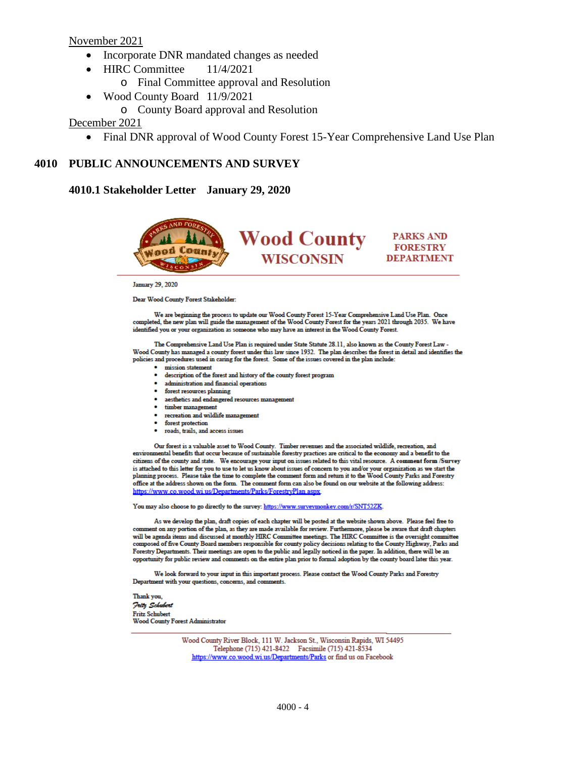November 2021

- Incorporate DNR mandated changes as needed
- HIRC Committee 11/4/2021
  - Final Committee approval and Resolution
- Wood County Board 11/9/2021
  - County Board approval and Resolution

December 2021

- Final DNR approval of Wood County Forest 15-Year Comprehensive Land Use Plan

## 4010 PUBLIC ANNOUNCEMENTS AND SURVEY

### 4010.1 Stakeholder Letter January 29, 2020

**Wood County WISCONSIN** | **PARKS AND FORESTRY DEPARTMENT**

January 29, 2020

Dear Wood County Forest Stakeholder:

We are beginning the process to update our Wood County Forest 15-Year Comprehensive Land Use Plan. Once completed, the new plan will guide the management of the Wood County Forest for the years 2021 through 2035. We have identified you or your organization as someone who may have an interest in the Wood County Forest.

The Comprehensive Land Use Plan is required under State Statute 28.11, also known as the County Forest Law - Wood County has managed a county forest under this law since 1932. The plan describes the forest in detail and identifies the policies and procedures used in caring for the forest. Some of the issues covered in the plan include:

- mission statement
- description of the forest and history of the county forest program
- administration and financial operations
- forest resources planning
- aesthetics and endangered resources management
- timber management
- recreation and wildlife management
- forest protection
- roads, trails, and access issues

Our forest is a valuable asset to Wood County. Timber revenues and the associated wildlife, recreation, and environmental benefits that occur because of sustainable forestry practices are critical to the economy and a benefit to the citizens of the county and state. We encourage your input on issues related to this vital resource. A **comment form /Survey** is attached to this letter for you to use to let us know about issues of concern to you and/or your organization as we start the planning process. Please take the time to complete the comment form and return it to the Wood County Parks and Forestry office at the address shown on the form. The comment form can also be found on our website at the following address: https://www.co.wood.wi.us/Departments/Parks/ForestryPlan.aspx.

You may also choose to go directly to the survey: https://www.surveymonkey.com/r/SNT52ZK.

As we develop the plan, draft copies of each chapter will be posted at the website shown above. Please feel free to comment on any portion of the plan, as they are made available for review. Furthermore, please be aware that draft chapters will be agenda items and discussed at monthly HIRC Committee meetings. The HIRC Committee is the oversight committee composed of five County Board members responsible for county policy decisions relating to the County Highway, Parks and Forestry Departments. Their meetings are open to the public and legally noticed in the paper. In addition, there will be an opportunity for public review and comments on the entire plan prior to formal adoption by the county board later this year.

We look forward to your input in this important process. Please contact the Wood County Parks and Forestry Department with your questions, concerns, and comments.

Thank you,
*Fritz Schubert*
Fritz Schubert
Wood County Forest Administrator

Wood County River Block, 111 W. Jackson St., Wisconsin Rapids, WI 54495
Telephone (715) 421-8422 Facsimile (715) 421-8534
https://www.co.wood.wi.us/Departments/Parks or find us on Facebook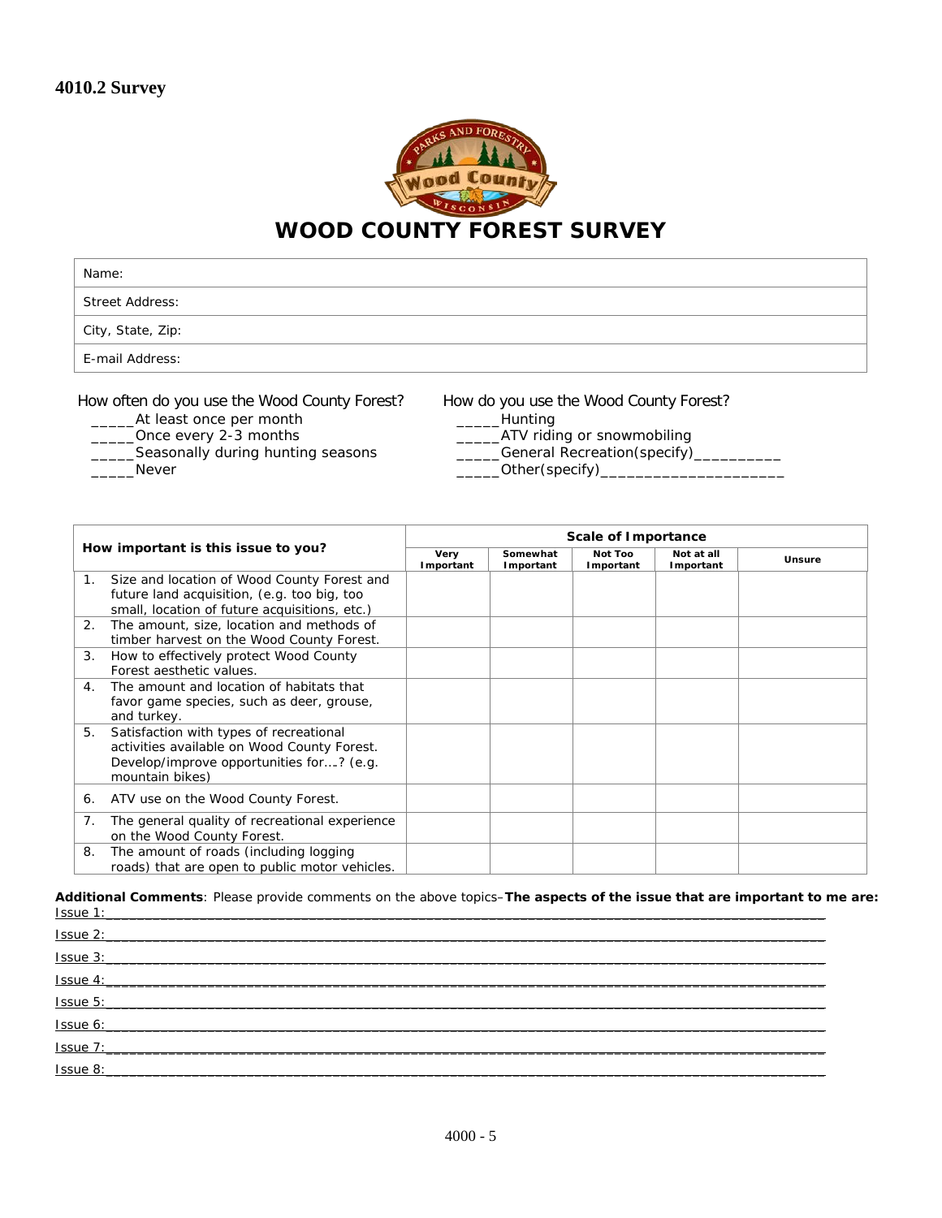## 4010.2 Survey

# WOOD COUNTY FOREST SURVEY

| |
|---|
| Name: |
| Street Address: |
| City, State, Zip: |
| E-mail Address: |

How often do you use the Wood County Forest?

_____At least once per month
_____Once every 2-3 months
_____Seasonally during hunting seasons
_____Never

How do you use the Wood County Forest?

_____Hunting
_____ATV riding or snowmobiling
_____General Recreation(specify)__________
_____Other(specify)_____________________

| How important is this issue to you? | Scale of Importance | | | | |
|---|---|---|---|---|---|
| | Very Important | Somewhat Important | Not Too Important | Not at all Important | Unsure |
| 1. Size and location of Wood County Forest and future land acquisition, (e.g. too big, too small, location of future acquisitions, etc.) | | | | | |
| 2. The amount, size, location and methods of timber harvest on the Wood County Forest. | | | | | |
| 3. How to effectively protect Wood County Forest aesthetic values. | | | | | |
| 4. The amount and location of habitats that favor game species, such as deer, grouse, and turkey. | | | | | |
| 5. Satisfaction with types of recreational activities available on Wood County Forest. Develop/improve opportunities for….? (e.g. mountain bikes) | | | | | |
| 6. ATV use on the Wood County Forest. | | | | | |
| 7. The general quality of recreational experience on the Wood County Forest. | | | | | |
| 8. The amount of roads (including logging roads) that are open to public motor vehicles. | | | | | |

**Additional Comments**: Please provide comments on the above topics–**The aspects of the issue that are important to me are:**

Issue 1:___________________________________________________________________________

Issue 2:___________________________________________________________________________

Issue 3:___________________________________________________________________________

Issue 4:___________________________________________________________________________

Issue 5:___________________________________________________________________________

Issue 6:___________________________________________________________________________

Issue 7:___________________________________________________________________________

Issue 8:___________________________________________________________________________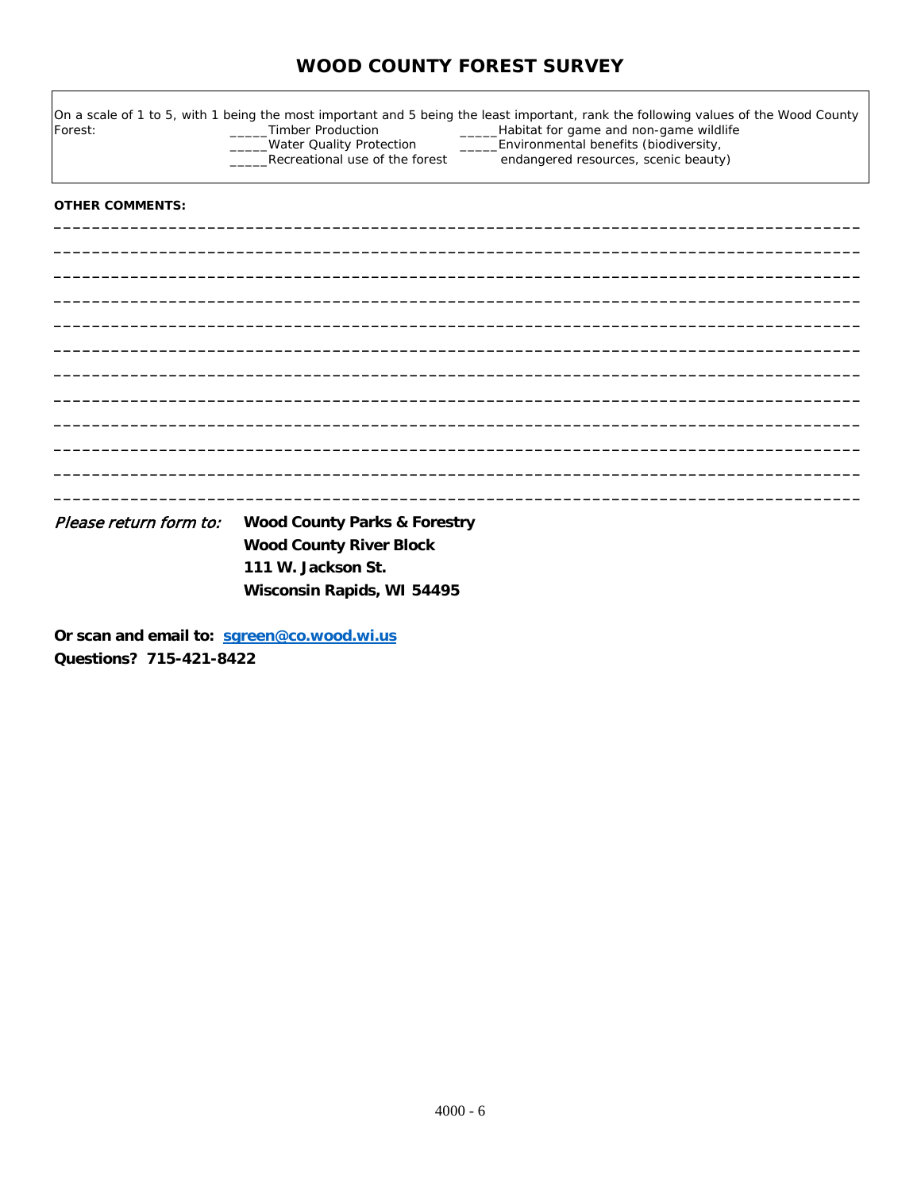# WOOD COUNTY FOREST SURVEY

On a scale of 1 to 5, with 1 being the most important and 5 being the least important, rank the following values of the Wood County Forest:

_____Timber Production

_____Water Quality Protection

_____Recreational use of the forest

_____Habitat for game and non-game wildlife

_____Environmental benefits (biodiversity, endangered resources, scenic beauty)

**OTHER COMMENTS:**

_______________________________________________________________________________________

_______________________________________________________________________________________

_______________________________________________________________________________________

_______________________________________________________________________________________

_______________________________________________________________________________________

_______________________________________________________________________________________

_______________________________________________________________________________________

_______________________________________________________________________________________

_______________________________________________________________________________________

_______________________________________________________________________________________

_______________________________________________________________________________________

_______________________________________________________________________________________

*Please return form to:* **Wood County Parks & Forestry**
**Wood County River Block**
**111 W. Jackson St.**
**Wisconsin Rapids, WI 54495**

**Or scan and email to: sgreen@co.wood.wi.us**
**Questions? 715-421-8422**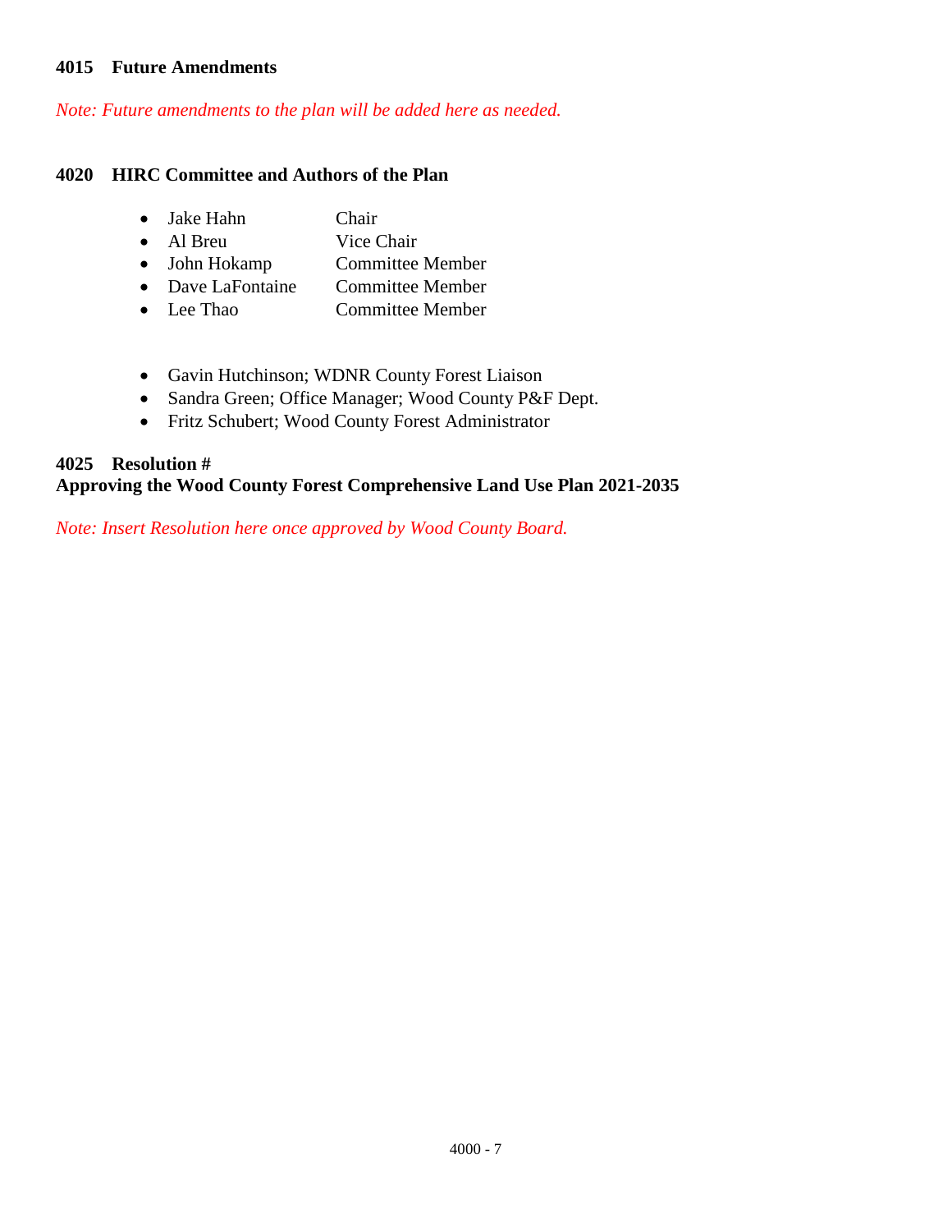## 4015 Future Amendments

*Note: Future amendments to the plan will be added here as needed.*

## 4020 HIRC Committee and Authors of the Plan

- Jake Hahn Chair
- Al Breu Vice Chair
- John Hokamp Committee Member
- Dave LaFontaine Committee Member
- Lee Thao Committee Member

- Gavin Hutchinson; WDNR County Forest Liaison
- Sandra Green; Office Manager; Wood County P&F Dept.
- Fritz Schubert; Wood County Forest Administrator

## 4025 Resolution #
**Approving the Wood County Forest Comprehensive Land Use Plan 2021-2035**

*Note: Insert Resolution here once approved by Wood County Board.*